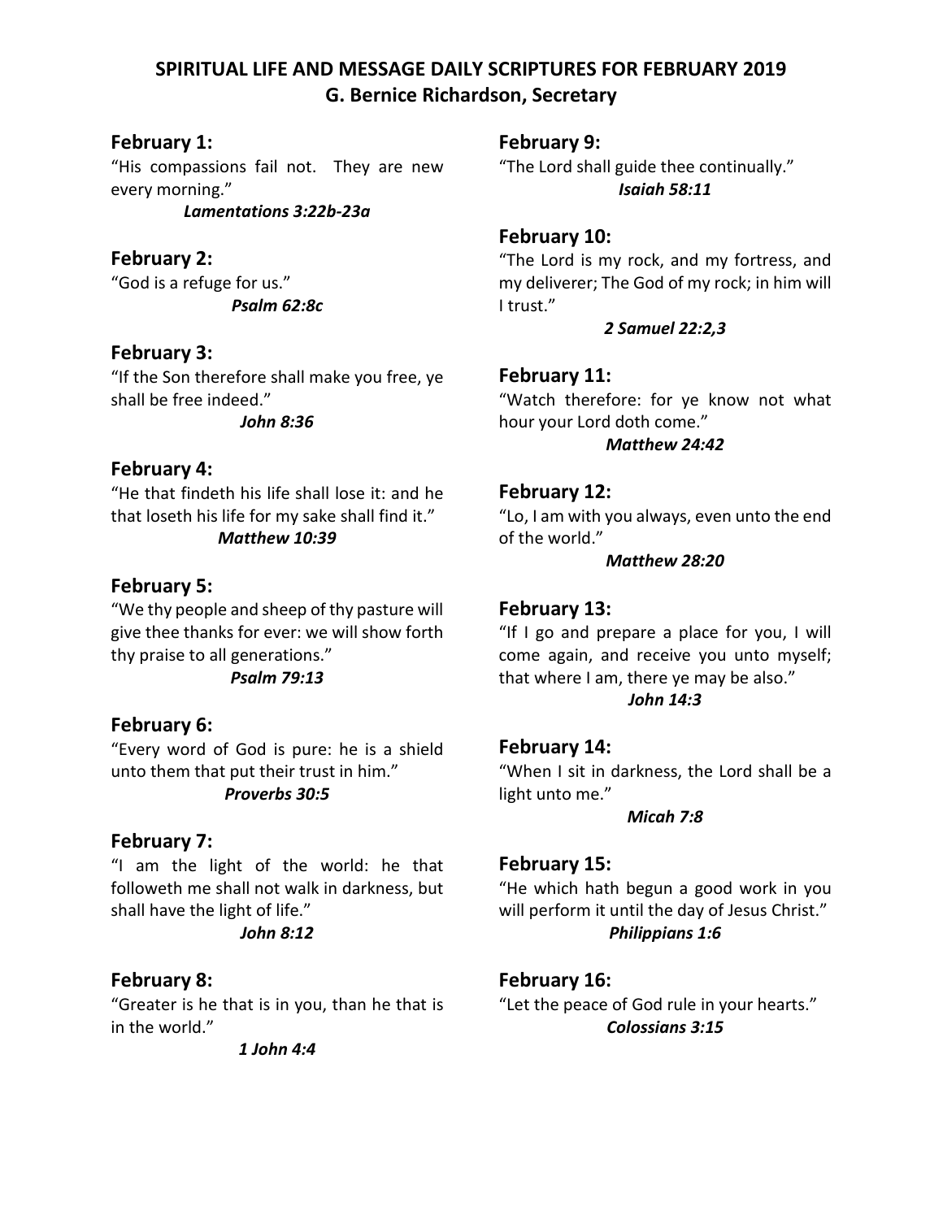# SPIRITUAL LIFE AND MESSAGE DAILY SCRIPTURES FOR FEBRUARY 2019
## G. Bernice Richardson, Secretary

### February 1:
"His compassions fail not. They are new every morning."

***Lamentations 3:22b-23a***

### February 2:
"God is a refuge for us."

***Psalm 62:8c***

### February 3:
"If the Son therefore shall make you free, ye shall be free indeed."

***John 8:36***

### February 4:
"He that findeth his life shall lose it: and he that loseth his life for my sake shall find it."

***Matthew 10:39***

### February 5:
"We thy people and sheep of thy pasture will give thee thanks for ever: we will show forth thy praise to all generations."

***Psalm 79:13***

### February 6:
"Every word of God is pure: he is a shield unto them that put their trust in him."

***Proverbs 30:5***

### February 7:
"I am the light of the world: he that followeth me shall not walk in darkness, but shall have the light of life."

***John 8:12***

### February 8:
"Greater is he that is in you, than he that is in the world."

***1 John 4:4***

### February 9:
"The Lord shall guide thee continually."

***Isaiah 58:11***

### February 10:
"The Lord is my rock, and my fortress, and my deliverer; The God of my rock; in him will I trust."

***2 Samuel 22:2,3***

### February 11:
"Watch therefore: for ye know not what hour your Lord doth come."

***Matthew 24:42***

### February 12:
"Lo, I am with you always, even unto the end of the world."

***Matthew 28:20***

### February 13:
"If I go and prepare a place for you, I will come again, and receive you unto myself; that where I am, there ye may be also."

***John 14:3***

### February 14:
"When I sit in darkness, the Lord shall be a light unto me."

***Micah 7:8***

### February 15:
"He which hath begun a good work in you will perform it until the day of Jesus Christ."

***Philippians 1:6***

### February 16:
"Let the peace of God rule in your hearts."

***Colossians 3:15***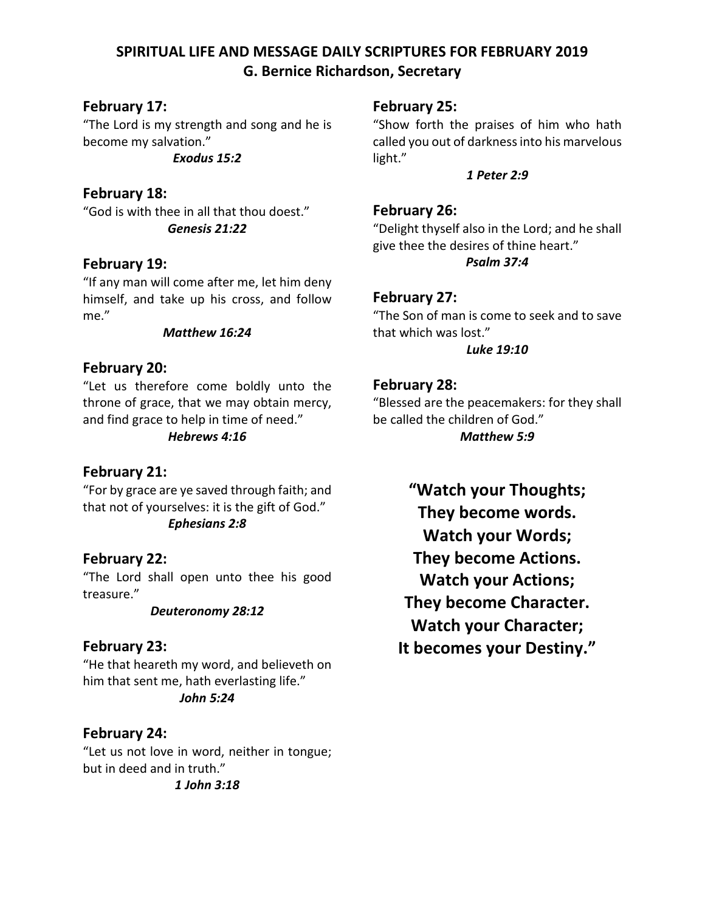## SPIRITUAL LIFE AND MESSAGE DAILY SCRIPTURES FOR FEBRUARY 2019
## G. Bernice Richardson, Secretary

### February 17:

"The Lord is my strength and song and he is become my salvation."

***Exodus 15:2***

### February 18:

"God is with thee in all that thou doest."

***Genesis 21:22***

### February 19:

"If any man will come after me, let him deny himself, and take up his cross, and follow me."

***Matthew 16:24***

### February 20:

"Let us therefore come boldly unto the throne of grace, that we may obtain mercy, and find grace to help in time of need."

***Hebrews 4:16***

### February 21:

"For by grace are ye saved through faith; and that not of yourselves: it is the gift of God."

***Ephesians 2:8***

### February 22:

"The Lord shall open unto thee his good treasure."

***Deuteronomy 28:12***

### February 23:

"He that heareth my word, and believeth on him that sent me, hath everlasting life."

***John 5:24***

### February 24:

"Let us not love in word, neither in tongue; but in deed and in truth."

***1 John 3:18***

### February 25:

"Show forth the praises of him who hath called you out of darkness into his marvelous light."

***1 Peter 2:9***

### February 26:

"Delight thyself also in the Lord; and he shall give thee the desires of thine heart."

***Psalm 37:4***

### February 27:

"The Son of man is come to seek and to save that which was lost."

***Luke 19:10***

### February 28:

"Blessed are the peacemakers: for they shall be called the children of God."

***Matthew 5:9***

**"Watch your Thoughts;**
**They become words.**
**Watch your Words;**
**They become Actions.**
**Watch your Actions;**
**They become Character.**
**Watch your Character;**
**It becomes your Destiny."**